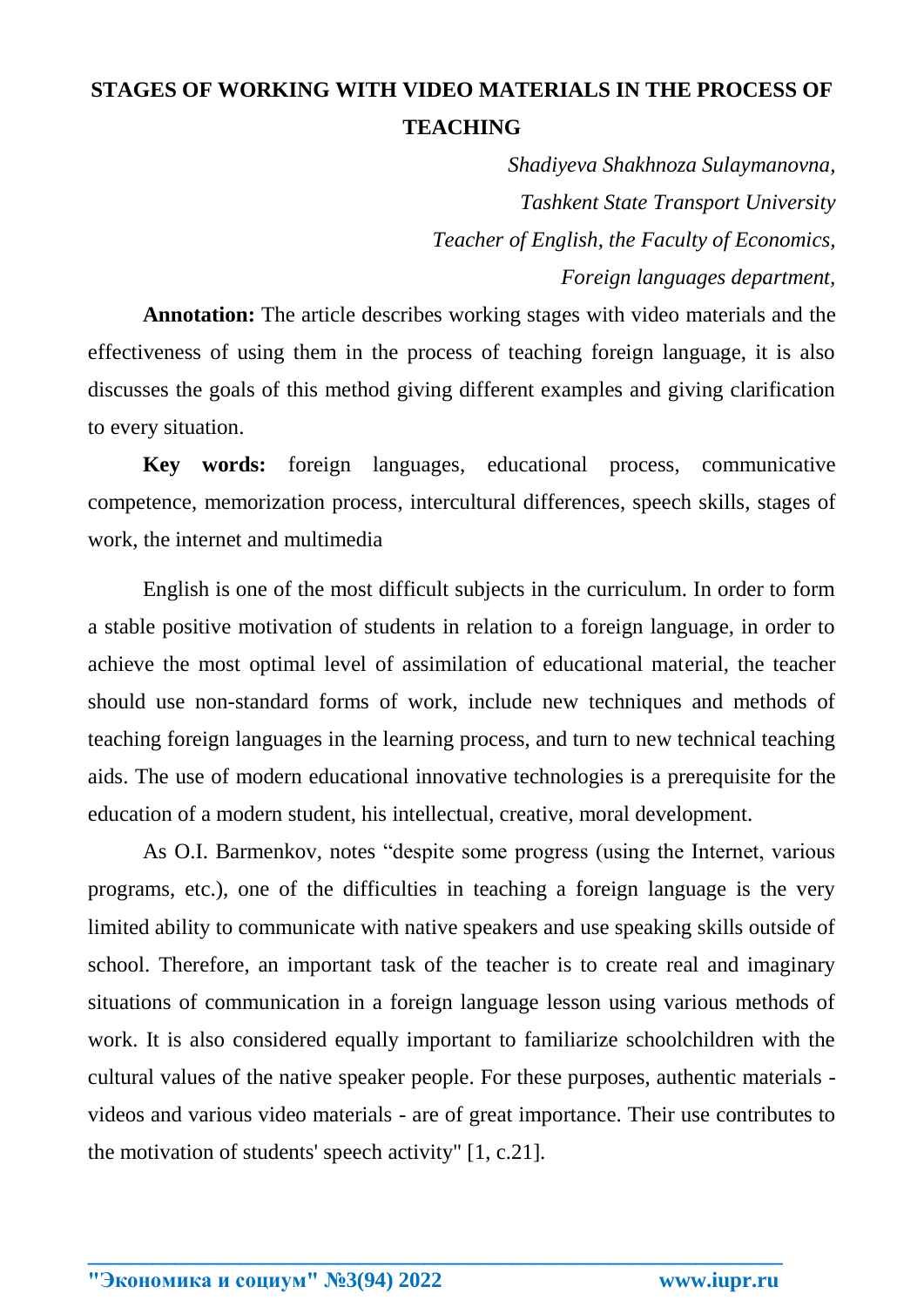# STAGES OF WORKING WITH VIDEO MATERIALS IN THE PROCESS OF TEACHING

*Shadiyeva Shakhnoza Sulaymanovna,*
*Tashkent State Transport University*
*Teacher of English, the Faculty of Economics,*
*Foreign languages department,*

**Annotation:** The article describes working stages with video materials and the effectiveness of using them in the process of teaching foreign language, it is also discusses the goals of this method giving different examples and giving clarification to every situation.

**Key words:** foreign languages, educational process, communicative competence, memorization process, intercultural differences, speech skills, stages of work, the internet and multimedia

English is one of the most difficult subjects in the curriculum. In order to form a stable positive motivation of students in relation to a foreign language, in order to achieve the most optimal level of assimilation of educational material, the teacher should use non-standard forms of work, include new techniques and methods of teaching foreign languages in the learning process, and turn to new technical teaching aids. The use of modern educational innovative technologies is a prerequisite for the education of a modern student, his intellectual, creative, moral development.

As O.I. Barmenkov, notes "despite some progress (using the Internet, various programs, etc.), one of the difficulties in teaching a foreign language is the very limited ability to communicate with native speakers and use speaking skills outside of school. Therefore, an important task of the teacher is to create real and imaginary situations of communication in a foreign language lesson using various methods of work. It is also considered equally important to familiarize schoolchildren with the cultural values of the native speaker people. For these purposes, authentic materials - videos and various video materials - are of great importance. Their use contributes to the motivation of students' speech activity" [1, c.21].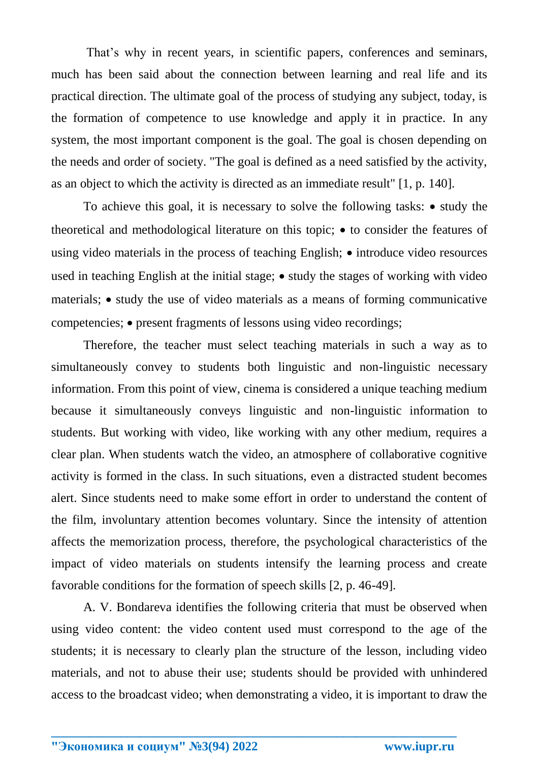That’s why in recent years, in scientific papers, conferences and seminars, much has been said about the connection between learning and real life and its practical direction. The ultimate goal of the process of studying any subject, today, is the formation of competence to use knowledge and apply it in practice. In any system, the most important component is the goal. The goal is chosen depending on the needs and order of society. "The goal is defined as a need satisfied by the activity, as an object to which the activity is directed as an immediate result" [1, p. 140].

To achieve this goal, it is necessary to solve the following tasks: • study the theoretical and methodological literature on this topic; • to consider the features of using video materials in the process of teaching English; • introduce video resources used in teaching English at the initial stage; • study the stages of working with video materials; • study the use of video materials as a means of forming communicative competencies; • present fragments of lessons using video recordings;

Therefore, the teacher must select teaching materials in such a way as to simultaneously convey to students both linguistic and non-linguistic necessary information. From this point of view, cinema is considered a unique teaching medium because it simultaneously conveys linguistic and non-linguistic information to students. But working with video, like working with any other medium, requires a clear plan. When students watch the video, an atmosphere of collaborative cognitive activity is formed in the class. In such situations, even a distracted student becomes alert. Since students need to make some effort in order to understand the content of the film, involuntary attention becomes voluntary. Since the intensity of attention affects the memorization process, therefore, the psychological characteristics of the impact of video materials on students intensify the learning process and create favorable conditions for the formation of speech skills [2, p. 46-49].

A. V. Bondareva identifies the following criteria that must be observed when using video content: the video content used must correspond to the age of the students; it is necessary to clearly plan the structure of the lesson, including video materials, and not to abuse their use; students should be provided with unhindered access to the broadcast video; when demonstrating a video, it is important to draw the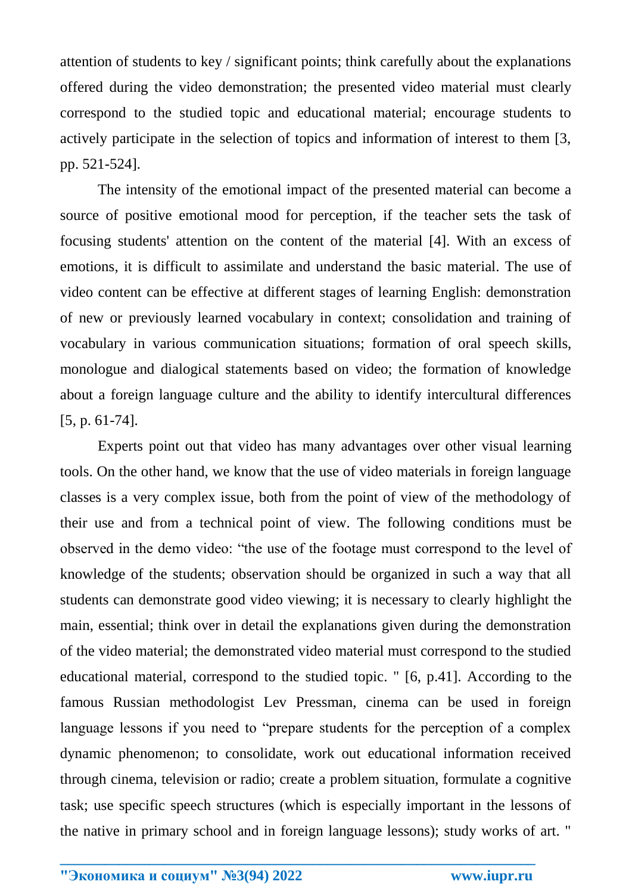attention of students to key / significant points; think carefully about the explanations offered during the video demonstration; the presented video material must clearly correspond to the studied topic and educational material; encourage students to actively participate in the selection of topics and information of interest to them [3, pp. 521-524].

The intensity of the emotional impact of the presented material can become a source of positive emotional mood for perception, if the teacher sets the task of focusing students' attention on the content of the material [4]. With an excess of emotions, it is difficult to assimilate and understand the basic material. The use of video content can be effective at different stages of learning English: demonstration of new or previously learned vocabulary in context; consolidation and training of vocabulary in various communication situations; formation of oral speech skills, monologue and dialogical statements based on video; the formation of knowledge about a foreign language culture and the ability to identify intercultural differences [5, p. 61-74].

Experts point out that video has many advantages over other visual learning tools. On the other hand, we know that the use of video materials in foreign language classes is a very complex issue, both from the point of view of the methodology of their use and from a technical point of view. The following conditions must be observed in the demo video: "the use of the footage must correspond to the level of knowledge of the students; observation should be organized in such a way that all students can demonstrate good video viewing; it is necessary to clearly highlight the main, essential; think over in detail the explanations given during the demonstration of the video material; the demonstrated video material must correspond to the studied educational material, correspond to the studied topic. " [6, p.41]. According to the famous Russian methodologist Lev Pressman, cinema can be used in foreign language lessons if you need to "prepare students for the perception of a complex dynamic phenomenon; to consolidate, work out educational information received through cinema, television or radio; create a problem situation, formulate a cognitive task; use specific speech structures (which is especially important in the lessons of the native in primary school and in foreign language lessons); study works of art. "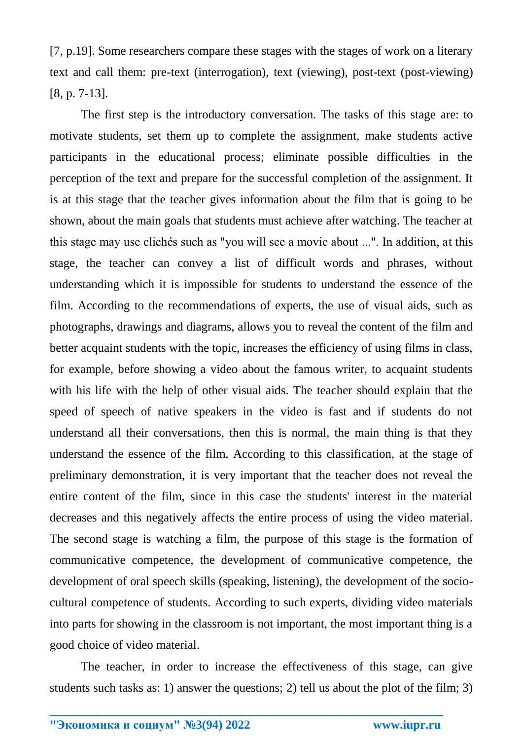[7, p.19]. Some researchers compare these stages with the stages of work on a literary text and call them: pre-text (interrogation), text (viewing), post-text (post-viewing) [8, p. 7-13].

The first step is the introductory conversation. The tasks of this stage are: to motivate students, set them up to complete the assignment, make students active participants in the educational process; eliminate possible difficulties in the perception of the text and prepare for the successful completion of the assignment. It is at this stage that the teacher gives information about the film that is going to be shown, about the main goals that students must achieve after watching. The teacher at this stage may use clichés such as "you will see a movie about ...". In addition, at this stage, the teacher can convey a list of difficult words and phrases, without understanding which it is impossible for students to understand the essence of the film. According to the recommendations of experts, the use of visual aids, such as photographs, drawings and diagrams, allows you to reveal the content of the film and better acquaint students with the topic, increases the efficiency of using films in class, for example, before showing a video about the famous writer, to acquaint students with his life with the help of other visual aids. The teacher should explain that the speed of speech of native speakers in the video is fast and if students do not understand all their conversations, then this is normal, the main thing is that they understand the essence of the film. According to this classification, at the stage of preliminary demonstration, it is very important that the teacher does not reveal the entire content of the film, since in this case the students' interest in the material decreases and this negatively affects the entire process of using the video material. The second stage is watching a film, the purpose of this stage is the formation of communicative competence, the development of communicative competence, the development of oral speech skills (speaking, listening), the development of the socio-cultural competence of students. According to such experts, dividing video materials into parts for showing in the classroom is not important, the most important thing is a good choice of video material.

The teacher, in order to increase the effectiveness of this stage, can give students such tasks as: 1) answer the questions; 2) tell us about the plot of the film; 3)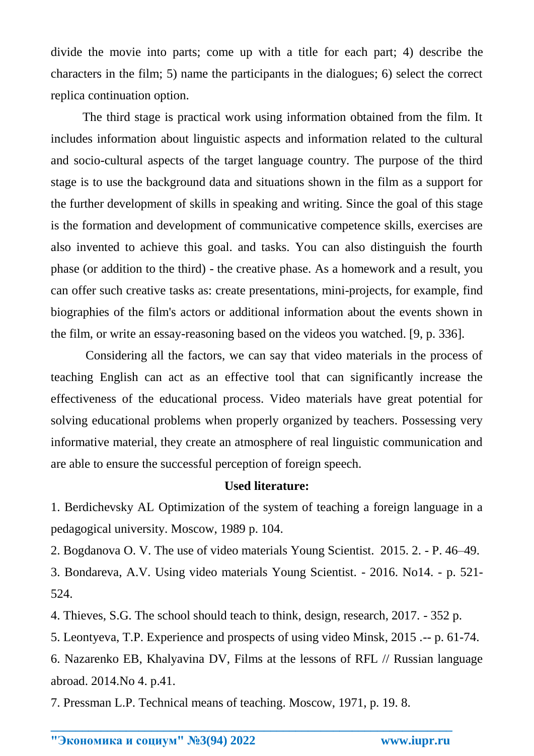divide the movie into parts; come up with a title for each part; 4) describe the characters in the film; 5) name the participants in the dialogues; 6) select the correct replica continuation option.

The third stage is practical work using information obtained from the film. It includes information about linguistic aspects and information related to the cultural and socio-cultural aspects of the target language country. The purpose of the third stage is to use the background data and situations shown in the film as a support for the further development of skills in speaking and writing. Since the goal of this stage is the formation and development of communicative competence skills, exercises are also invented to achieve this goal. and tasks. You can also distinguish the fourth phase (or addition to the third) - the creative phase. As a homework and a result, you can offer such creative tasks as: create presentations, mini-projects, for example, find biographies of the film's actors or additional information about the events shown in the film, or write an essay-reasoning based on the videos you watched. [9, p. 336].

Considering all the factors, we can say that video materials in the process of teaching English can act as an effective tool that can significantly increase the effectiveness of the educational process. Video materials have great potential for solving educational problems when properly organized by teachers. Possessing very informative material, they create an atmosphere of real linguistic communication and are able to ensure the successful perception of foreign speech.

**Used literature:**

1. Berdichevsky AL Optimization of the system of teaching a foreign language in a pedagogical university. Moscow, 1989 p. 104.
2. Bogdanova O. V. The use of video materials Young Scientist. 2015. 2. - P. 46–49.
3. Bondareva, A.V. Using video materials Young Scientist. - 2016. No14. - p. 521-524.
4. Thieves, S.G. The school should teach to think, design, research, 2017. - 352 p.
5. Leontyeva, T.P. Experience and prospects of using video Minsk, 2015 .-- p. 61-74.
6. Nazarenko EB, Khalyavina DV, Films at the lessons of RFL // Russian language abroad. 2014.No 4. p.41.
7. Pressman L.P. Technical means of teaching. Moscow, 1971, p. 19. 8.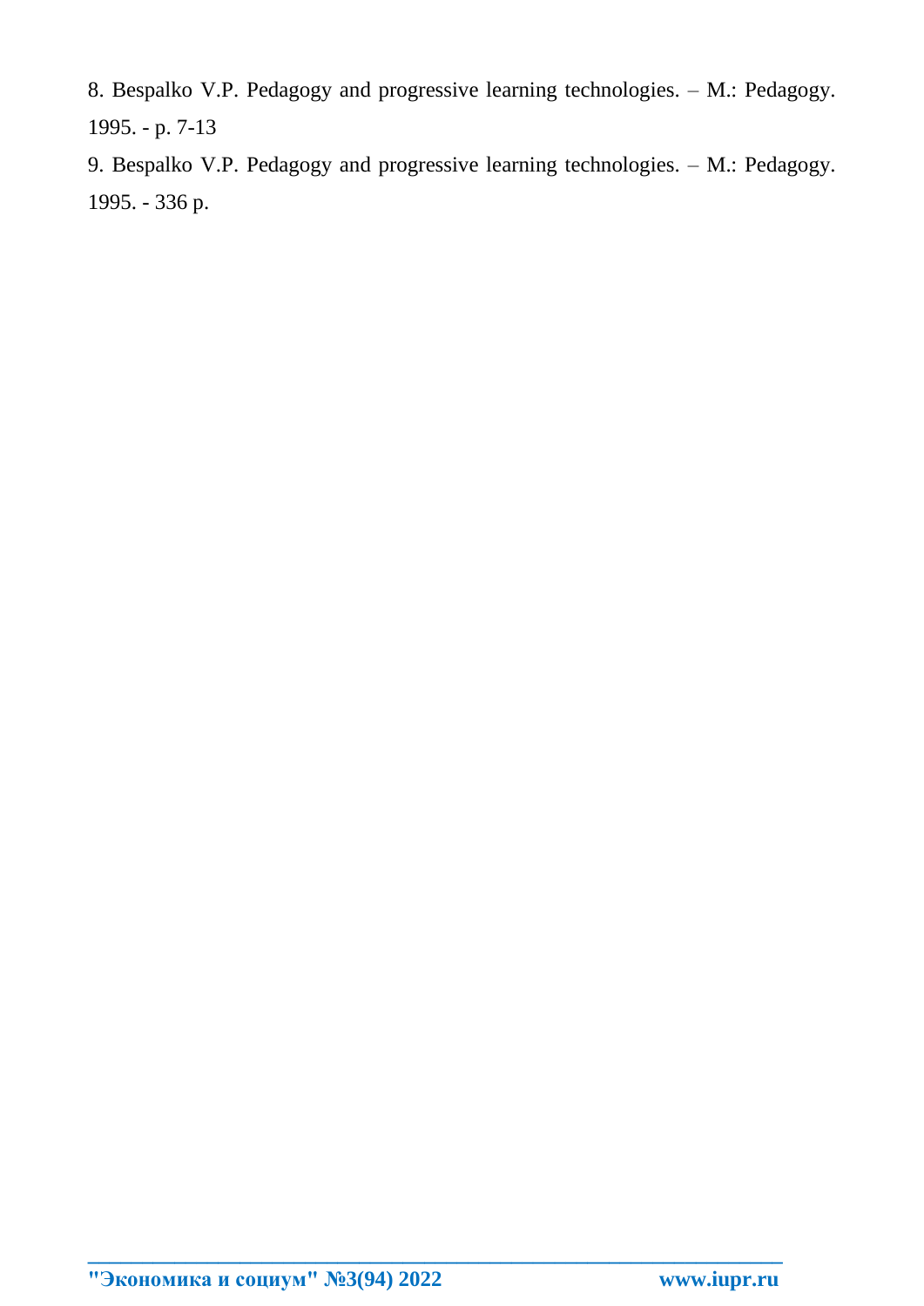8. Bespalko V.P. Pedagogy and progressive learning technologies. – M.: Pedagogy. 1995. - p. 7-13

9. Bespalko V.P. Pedagogy and progressive learning technologies. – M.: Pedagogy. 1995. - 336 p.